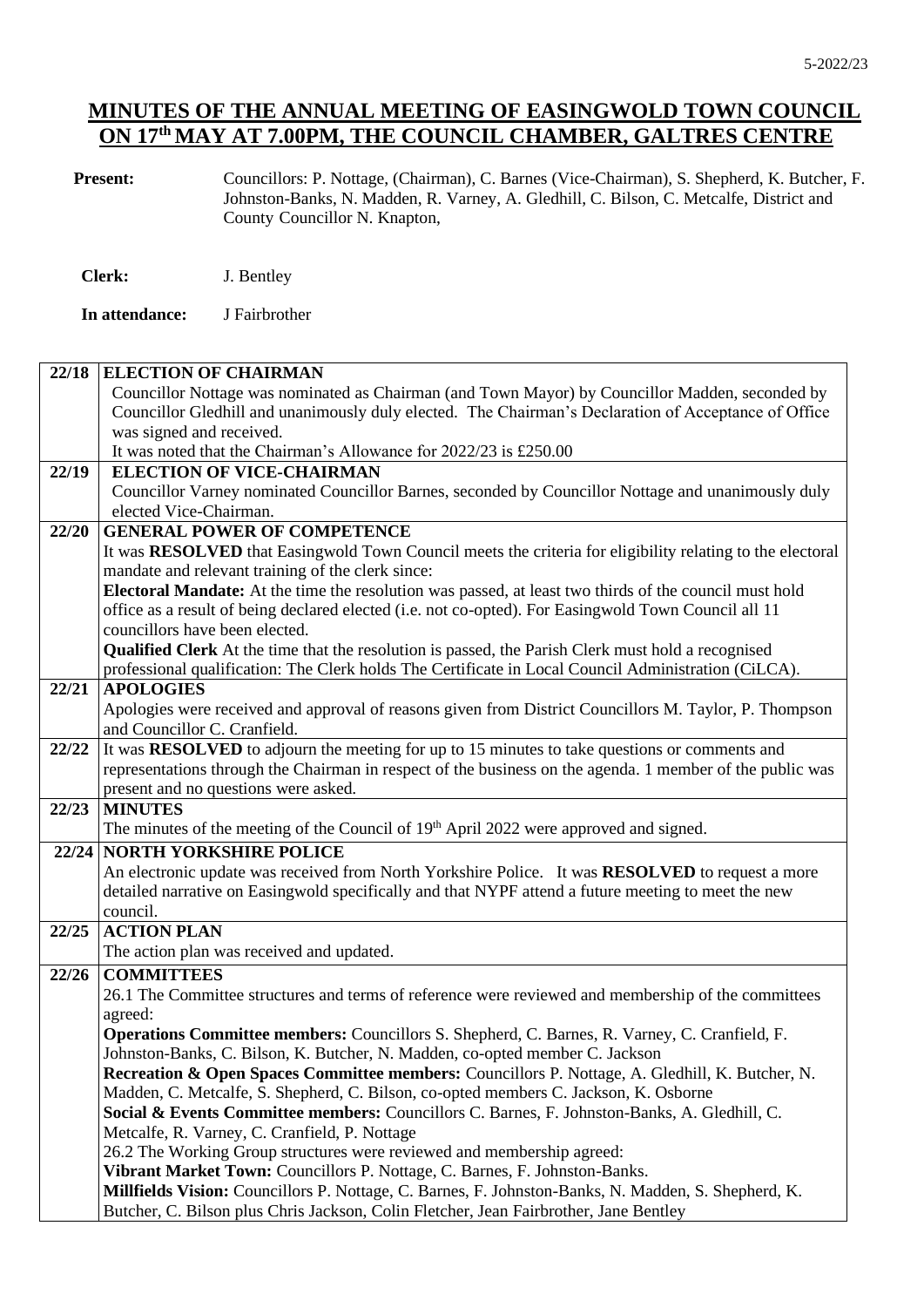# MINUTES OF THE ANNUAL MEETING OF EASINGWOLD TOWN COUNCIL ON 17th MAY AT 7.00PM, THE COUNCIL CHAMBER, GALTRES CENTRE

**Present:** Councillors: P. Nottage, (Chairman), C. Barnes (Vice-Chairman), S. Shepherd, K. Butcher, F. Johnston-Banks, N. Madden, R. Varney, A. Gledhill, C. Bilson, C. Metcalfe, District and County Councillor N. Knapton,

**Clerk:** J. Bentley

**In attendance:** J Fairbrother

| | |
|---|---|
| **22/18** | **ELECTION OF CHAIRMAN**<br>Councillor Nottage was nominated as Chairman (and Town Mayor) by Councillor Madden, seconded by Councillor Gledhill and unanimously duly elected. The Chairman's Declaration of Acceptance of Office was signed and received.<br>It was noted that the Chairman's Allowance for 2022/23 is £250.00 |
| **22/19** | **ELECTION OF VICE-CHAIRMAN**<br>Councillor Varney nominated Councillor Barnes, seconded by Councillor Nottage and unanimously duly elected Vice-Chairman. |
| **22/20** | **GENERAL POWER OF COMPETENCE**<br>It was **RESOLVED** that Easingwold Town Council meets the criteria for eligibility relating to the electoral mandate and relevant training of the clerk since:<br>**Electoral Mandate:** At the time the resolution was passed, at least two thirds of the council must hold office as a result of being declared elected (i.e. not co-opted). For Easingwold Town Council all 11 councillors have been elected.<br>**Qualified Clerk** At the time that the resolution is passed, the Parish Clerk must hold a recognised professional qualification: The Clerk holds The Certificate in Local Council Administration (CiLCA). |
| **22/21** | **APOLOGIES**<br>Apologies were received and approval of reasons given from District Councillors M. Taylor, P. Thompson and Councillor C. Cranfield. |
| **22/22** | It was **RESOLVED** to adjourn the meeting for up to 15 minutes to take questions or comments and representations through the Chairman in respect of the business on the agenda. 1 member of the public was present and no questions were asked. |
| **22/23** | **MINUTES**<br>The minutes of the meeting of the Council of 19th April 2022 were approved and signed. |
| **22/24** | **NORTH YORKSHIRE POLICE**<br>An electronic update was received from North Yorkshire Police. It was **RESOLVED** to request a more detailed narrative on Easingwold specifically and that NYPF attend a future meeting to meet the new council. |
| **22/25** | **ACTION PLAN**<br>The action plan was received and updated. |
| **22/26** | **COMMITTEES**<br>26.1 The Committee structures and terms of reference were reviewed and membership of the committees agreed:<br>**Operations Committee members:** Councillors S. Shepherd, C. Barnes, R. Varney, C. Cranfield, F. Johnston-Banks, C. Bilson, K. Butcher, N. Madden, co-opted member C. Jackson<br>**Recreation & Open Spaces Committee members:** Councillors P. Nottage, A. Gledhill, K. Butcher, N. Madden, C. Metcalfe, S. Shepherd, C. Bilson, co-opted members C. Jackson, K. Osborne<br>**Social & Events Committee members:** Councillors C. Barnes, F. Johnston-Banks, A. Gledhill, C. Metcalfe, R. Varney, C. Cranfield, P. Nottage<br>26.2 The Working Group structures were reviewed and membership agreed:<br>**Vibrant Market Town:** Councillors P. Nottage, C. Barnes, F. Johnston-Banks.<br>**Millfields Vision:** Councillors P. Nottage, C. Barnes, F. Johnston-Banks, N. Madden, S. Shepherd, K. Butcher, C. Bilson plus Chris Jackson, Colin Fletcher, Jean Fairbrother, Jane Bentley |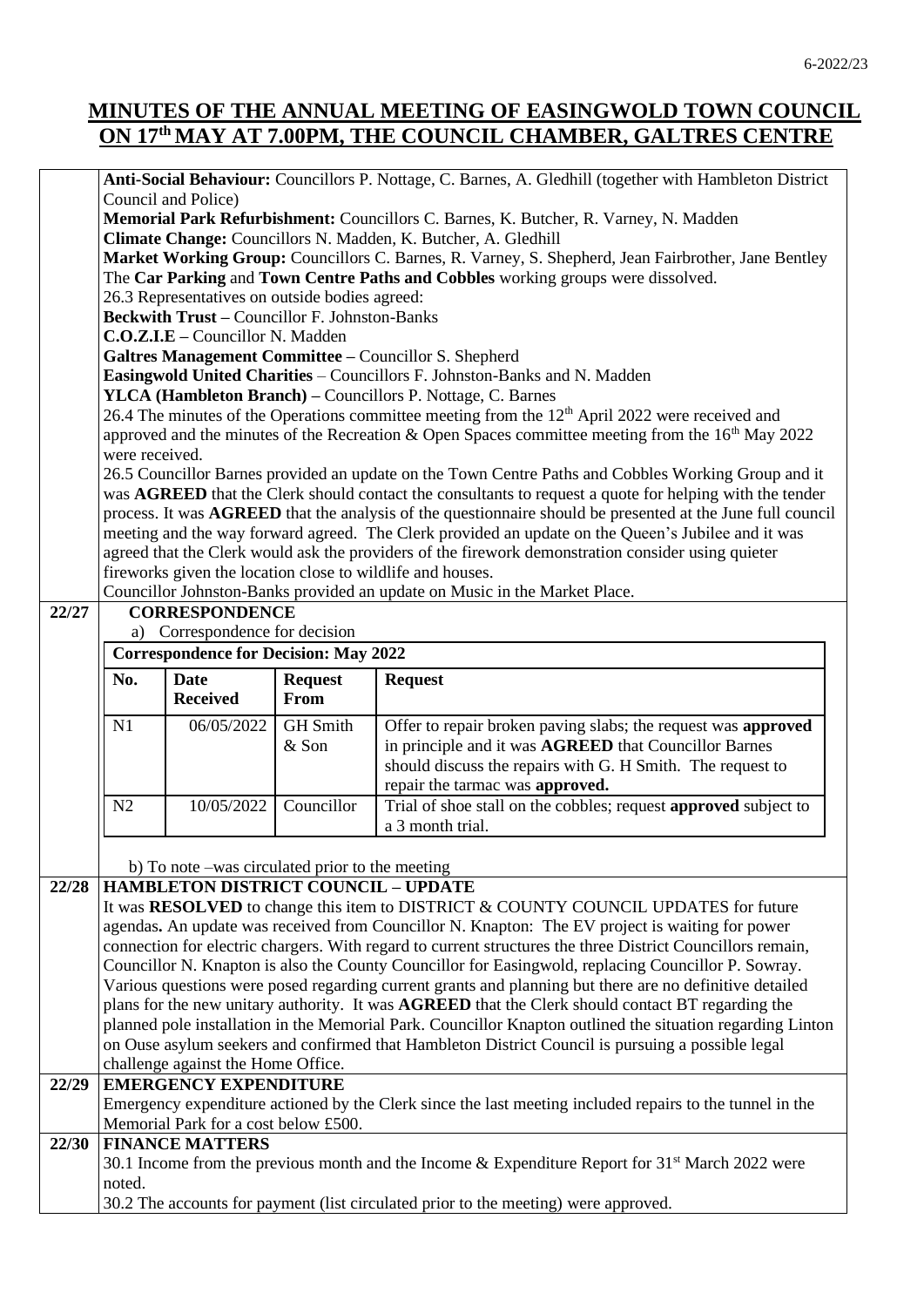# MINUTES OF THE ANNUAL MEETING OF EASINGWOLD TOWN COUNCIL ON 17th MAY AT 7.00PM, THE COUNCIL CHAMBER, GALTRES CENTRE

**Anti-Social Behaviour:** Councillors P. Nottage, C. Barnes, A. Gledhill (together with Hambleton District Council and Police)
**Memorial Park Refurbishment:** Councillors C. Barnes, K. Butcher, R. Varney, N. Madden
**Climate Change:** Councillors N. Madden, K. Butcher, A. Gledhill
**Market Working Group:** Councillors C. Barnes, R. Varney, S. Shepherd, Jean Fairbrother, Jane Bentley
The **Car Parking** and **Town Centre Paths and Cobbles** working groups were dissolved.
26.3 Representatives on outside bodies agreed:
**Beckwith Trust –** Councillor F. Johnston-Banks
**C.O.Z.I.E –** Councillor N. Madden
**Galtres Management Committee –** Councillor S. Shepherd
**Easingwold United Charities** – Councillors F. Johnston-Banks and N. Madden
**YLCA (Hambleton Branch) –** Councillors P. Nottage, C. Barnes
26.4 The minutes of the Operations committee meeting from the 12th April 2022 were received and approved and the minutes of the Recreation & Open Spaces committee meeting from the 16th May 2022 were received.
26.5 Councillor Barnes provided an update on the Town Centre Paths and Cobbles Working Group and it was **AGREED** that the Clerk should contact the consultants to request a quote for helping with the tender process. It was **AGREED** that the analysis of the questionnaire should be presented at the June full council meeting and the way forward agreed. The Clerk provided an update on the Queen's Jubilee and it was agreed that the Clerk would ask the providers of the firework demonstration consider using quieter fireworks given the location close to wildlife and houses.
Councillor Johnston-Banks provided an update on Music in the Market Place.

**22/27 CORRESPONDENCE**

a) Correspondence for decision

**Correspondence for Decision: May 2022**

| No. | Date Received | Request From | Request |
|---|---|---|---|
| N1 | 06/05/2022 | GH Smith & Son | Offer to repair broken paving slabs; the request was **approved** in principle and it was **AGREED** that Councillor Barnes should discuss the repairs with G. H Smith. The request to repair the tarmac was **approved.** |
| N2 | 10/05/2022 | Councillor | Trial of shoe stall on the cobbles; request **approved** subject to a 3 month trial. |

b) To note –was circulated prior to the meeting

**22/28 HAMBLETON DISTRICT COUNCIL – UPDATE**

It was **RESOLVED** to change this item to DISTRICT & COUNTY COUNCIL UPDATES for future agendas**.** An update was received from Councillor N. Knapton: The EV project is waiting for power connection for electric chargers. With regard to current structures the three District Councillors remain, Councillor N. Knapton is also the County Councillor for Easingwold, replacing Councillor P. Sowray. Various questions were posed regarding current grants and planning but there are no definitive detailed plans for the new unitary authority. It was **AGREED** that the Clerk should contact BT regarding the planned pole installation in the Memorial Park. Councillor Knapton outlined the situation regarding Linton on Ouse asylum seekers and confirmed that Hambleton District Council is pursuing a possible legal challenge against the Home Office.

**22/29 EMERGENCY EXPENDITURE**

Emergency expenditure actioned by the Clerk since the last meeting included repairs to the tunnel in the Memorial Park for a cost below £500.

**22/30 FINANCE MATTERS**

30.1 Income from the previous month and the Income & Expenditure Report for 31st March 2022 were noted.
30.2 The accounts for payment (list circulated prior to the meeting) were approved.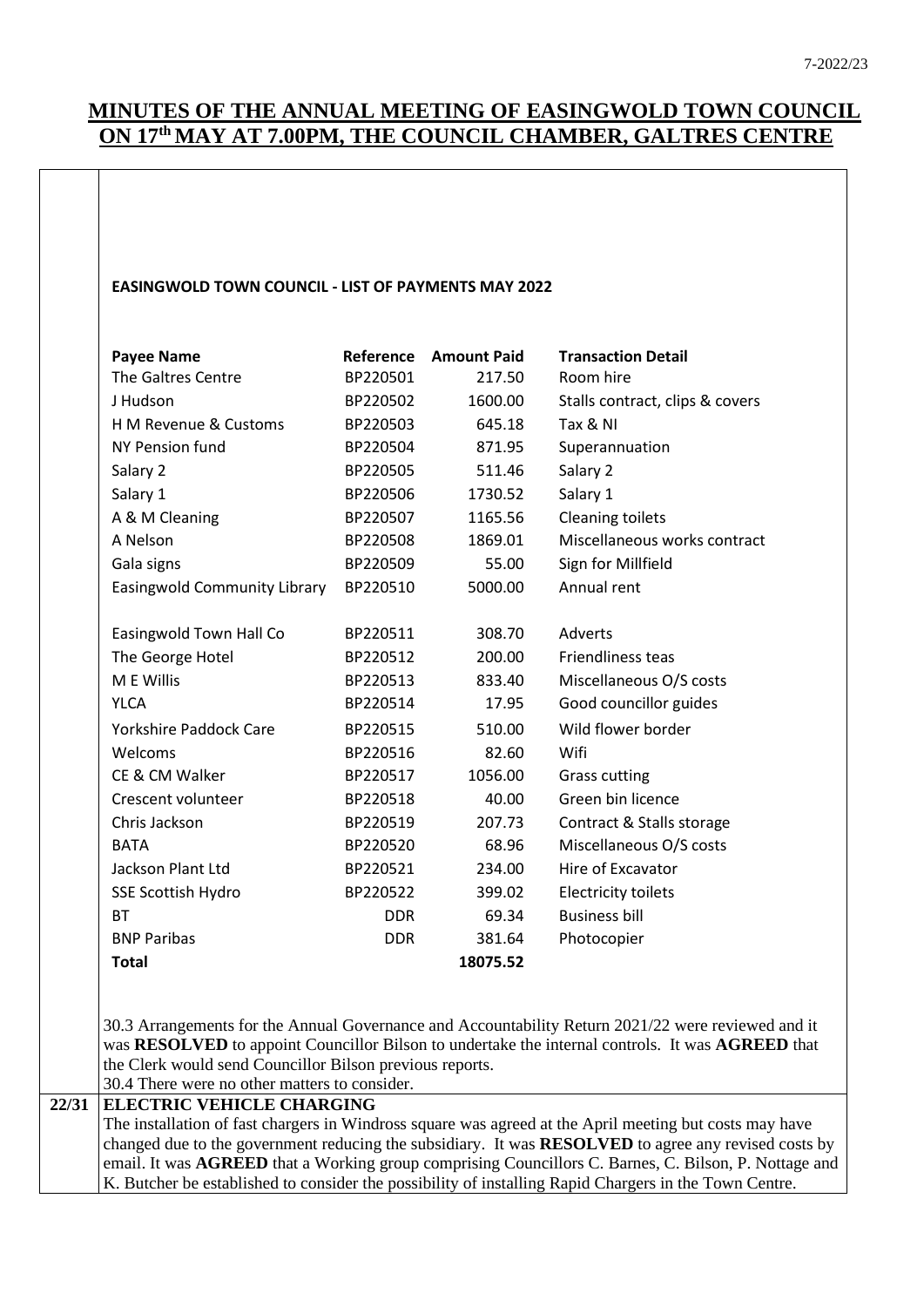# MINUTES OF THE ANNUAL MEETING OF EASINGWOLD TOWN COUNCIL ON 17th MAY AT 7.00PM, THE COUNCIL CHAMBER, GALTRES CENTRE

**EASINGWOLD TOWN COUNCIL - LIST OF PAYMENTS MAY 2022**

| Payee Name | Reference | Amount Paid | Transaction Detail |
|---|---|---|---|
| The Galtres Centre | BP220501 | 217.50 | Room hire |
| J Hudson | BP220502 | 1600.00 | Stalls contract, clips & covers |
| H M Revenue & Customs | BP220503 | 645.18 | Tax & NI |
| NY Pension fund | BP220504 | 871.95 | Superannuation |
| Salary 2 | BP220505 | 511.46 | Salary 2 |
| Salary 1 | BP220506 | 1730.52 | Salary 1 |
| A & M Cleaning | BP220507 | 1165.56 | Cleaning toilets |
| A Nelson | BP220508 | 1869.01 | Miscellaneous works contract |
| Gala signs | BP220509 | 55.00 | Sign for Millfield |
| Easingwold Community Library | BP220510 | 5000.00 | Annual rent |
| Easingwold Town Hall Co | BP220511 | 308.70 | Adverts |
| The George Hotel | BP220512 | 200.00 | Friendliness teas |
| M E Willis | BP220513 | 833.40 | Miscellaneous O/S costs |
| YLCA | BP220514 | 17.95 | Good councillor guides |
| Yorkshire Paddock Care | BP220515 | 510.00 | Wild flower border |
| Welcoms | BP220516 | 82.60 | Wifi |
| CE & CM Walker | BP220517 | 1056.00 | Grass cutting |
| Crescent volunteer | BP220518 | 40.00 | Green bin licence |
| Chris Jackson | BP220519 | 207.73 | Contract & Stalls storage |
| BATA | BP220520 | 68.96 | Miscellaneous O/S costs |
| Jackson Plant Ltd | BP220521 | 234.00 | Hire of Excavator |
| SSE Scottish Hydro | BP220522 | 399.02 | Electricity toilets |
| BT | DDR | 69.34 | Business bill |
| BNP Paribas | DDR | 381.64 | Photocopier |
| **Total** | | **18075.52** | |

30.3 Arrangements for the Annual Governance and Accountability Return 2021/22 were reviewed and it was **RESOLVED** to appoint Councillor Bilson to undertake the internal controls. It was **AGREED** that the Clerk would send Councillor Bilson previous reports.

30.4 There were no other matters to consider.

**22/31 ELECTRIC VEHICLE CHARGING**

The installation of fast chargers in Windross square was agreed at the April meeting but costs may have changed due to the government reducing the subsidiary. It was **RESOLVED** to agree any revised costs by email. It was **AGREED** that a Working group comprising Councillors C. Barnes, C. Bilson, P. Nottage and K. Butcher be established to consider the possibility of installing Rapid Chargers in the Town Centre.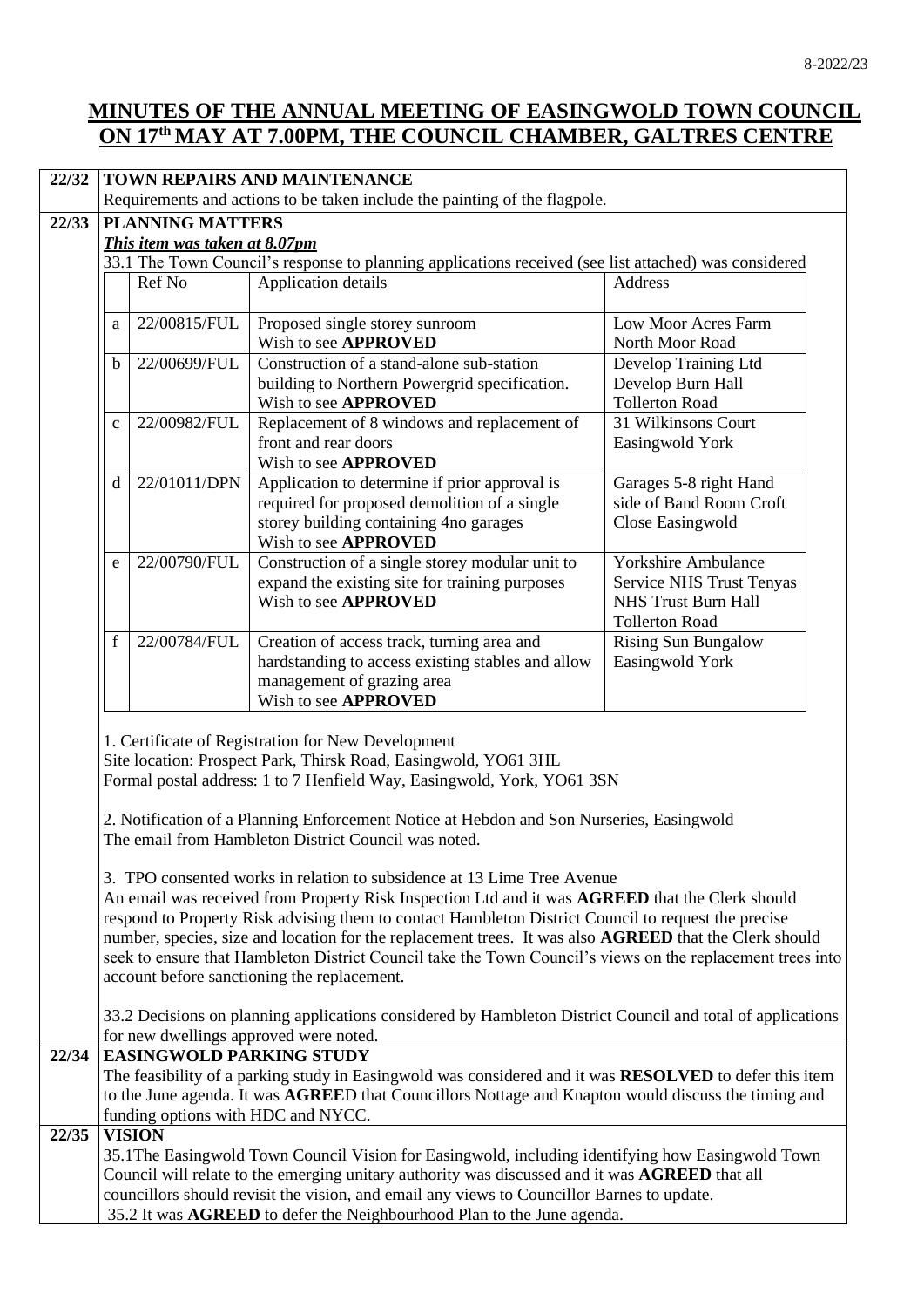# MINUTES OF THE ANNUAL MEETING OF EASINGWOLD TOWN COUNCIL ON 17th MAY AT 7.00PM, THE COUNCIL CHAMBER, GALTRES CENTRE

**22/32 TOWN REPAIRS AND MAINTENANCE**

Requirements and actions to be taken include the painting of the flagpole.

**22/33 PLANNING MATTERS**

***This item was taken at 8.07pm***

33.1 The Town Council's response to planning applications received (see list attached) was considered

| | Ref No | Application details | Address |
|---|---|---|---|
| a | 22/00815/FUL | Proposed single storey sunroom<br>Wish to see **APPROVED** | Low Moor Acres Farm<br>North Moor Road |
| b | 22/00699/FUL | Construction of a stand-alone sub-station building to Northern Powergrid specification.<br>Wish to see **APPROVED** | Develop Training Ltd<br>Develop Burn Hall<br>Tollerton Road |
| c | 22/00982/FUL | Replacement of 8 windows and replacement of front and rear doors<br>Wish to see **APPROVED** | 31 Wilkinsons Court<br>Easingwold York |
| d | 22/01011/DPN | Application to determine if prior approval is required for proposed demolition of a single storey building containing 4no garages<br>Wish to see **APPROVED** | Garages 5-8 right Hand side of Band Room Croft Close Easingwold |
| e | 22/00790/FUL | Construction of a single storey modular unit to expand the existing site for training purposes<br>Wish to see **APPROVED** | Yorkshire Ambulance Service NHS Trust Tenyas NHS Trust Burn Hall<br>Tollerton Road |
| f | 22/00784/FUL | Creation of access track, turning area and hardstanding to access existing stables and allow management of grazing area<br>Wish to see **APPROVED** | Rising Sun Bungalow<br>Easingwold York |

1. Certificate of Registration for New Development
Site location: Prospect Park, Thirsk Road, Easingwold, YO61 3HL
Formal postal address: 1 to 7 Henfield Way, Easingwold, York, YO61 3SN

2. Notification of a Planning Enforcement Notice at Hebdon and Son Nurseries, Easingwold
The email from Hambleton District Council was noted.

3. TPO consented works in relation to subsidence at 13 Lime Tree Avenue
An email was received from Property Risk Inspection Ltd and it was **AGREED** that the Clerk should respond to Property Risk advising them to contact Hambleton District Council to request the precise number, species, size and location for the replacement trees. It was also **AGREED** that the Clerk should seek to ensure that Hambleton District Council take the Town Council's views on the replacement trees into account before sanctioning the replacement.

33.2 Decisions on planning applications considered by Hambleton District Council and total of applications for new dwellings approved were noted.

**22/34 EASINGWOLD PARKING STUDY**

The feasibility of a parking study in Easingwold was considered and it was **RESOLVED** to defer this item to the June agenda. It was **AGREE**D that Councillors Nottage and Knapton would discuss the timing and funding options with HDC and NYCC.

**22/35 VISION**

35.1The Easingwold Town Council Vision for Easingwold, including identifying how Easingwold Town Council will relate to the emerging unitary authority was discussed and it was **AGREED** that all councillors should revisit the vision, and email any views to Councillor Barnes to update.

35.2 It was **AGREED** to defer the Neighbourhood Plan to the June agenda.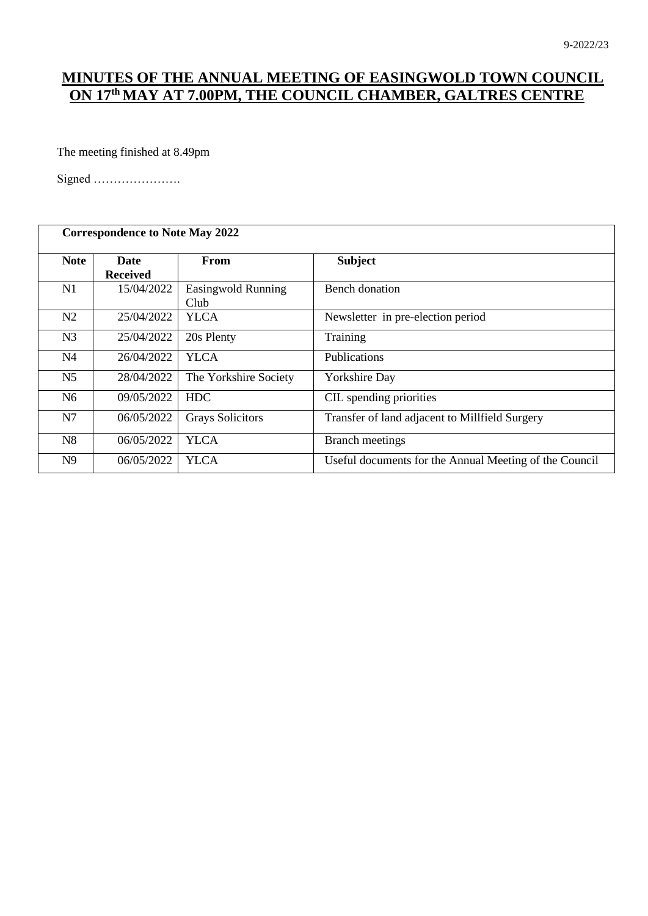# MINUTES OF THE ANNUAL MEETING OF EASINGWOLD TOWN COUNCIL ON 17th MAY AT 7.00PM, THE COUNCIL CHAMBER, GALTRES CENTRE

The meeting finished at 8.49pm

Signed ………………….

**Correspondence to Note May 2022**

| Note | Date Received | From | Subject |
|---|---|---|---|
| N1 | 15/04/2022 | Easingwold Running Club | Bench donation |
| N2 | 25/04/2022 | YLCA | Newsletter in pre-election period |
| N3 | 25/04/2022 | 20s Plenty | Training |
| N4 | 26/04/2022 | YLCA | Publications |
| N5 | 28/04/2022 | The Yorkshire Society | Yorkshire Day |
| N6 | 09/05/2022 | HDC | CIL spending priorities |
| N7 | 06/05/2022 | Grays Solicitors | Transfer of land adjacent to Millfield Surgery |
| N8 | 06/05/2022 | YLCA | Branch meetings |
| N9 | 06/05/2022 | YLCA | Useful documents for the Annual Meeting of the Council |